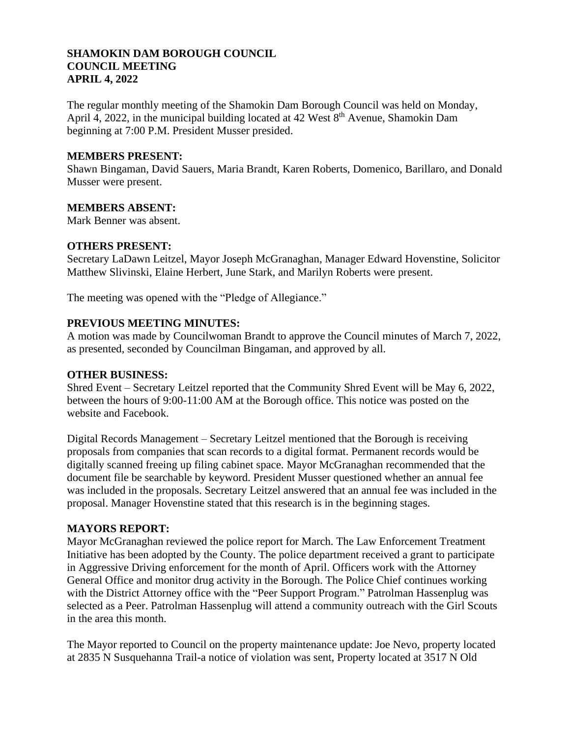**SHAMOKIN DAM BOROUGH COUNCIL**
**COUNCIL MEETING**
**APRIL 4, 2022**

The regular monthly meeting of the Shamokin Dam Borough Council was held on Monday, April 4, 2022, in the municipal building located at 42 West 8th Avenue, Shamokin Dam beginning at 7:00 P.M. President Musser presided.

**MEMBERS PRESENT:**
Shawn Bingaman, David Sauers, Maria Brandt, Karen Roberts, Domenico, Barillaro, and Donald Musser were present.

**MEMBERS ABSENT:**
Mark Benner was absent.

**OTHERS PRESENT:**
Secretary LaDawn Leitzel, Mayor Joseph McGranaghan, Manager Edward Hovenstine, Solicitor Matthew Slivinski, Elaine Herbert, June Stark, and Marilyn Roberts were present.

The meeting was opened with the "Pledge of Allegiance."

**PREVIOUS MEETING MINUTES:**
A motion was made by Councilwoman Brandt to approve the Council minutes of March 7, 2022, as presented, seconded by Councilman Bingaman, and approved by all.

**OTHER BUSINESS:**
Shred Event – Secretary Leitzel reported that the Community Shred Event will be May 6, 2022, between the hours of 9:00-11:00 AM at the Borough office. This notice was posted on the website and Facebook.

Digital Records Management – Secretary Leitzel mentioned that the Borough is receiving proposals from companies that scan records to a digital format. Permanent records would be digitally scanned freeing up filing cabinet space. Mayor McGranaghan recommended that the document file be searchable by keyword. President Musser questioned whether an annual fee was included in the proposals. Secretary Leitzel answered that an annual fee was included in the proposal. Manager Hovenstine stated that this research is in the beginning stages.

**MAYORS REPORT:**
Mayor McGranaghan reviewed the police report for March. The Law Enforcement Treatment Initiative has been adopted by the County. The police department received a grant to participate in Aggressive Driving enforcement for the month of April. Officers work with the Attorney General Office and monitor drug activity in the Borough. The Police Chief continues working with the District Attorney office with the "Peer Support Program." Patrolman Hassenplug was selected as a Peer. Patrolman Hassenplug will attend a community outreach with the Girl Scouts in the area this month.

The Mayor reported to Council on the property maintenance update: Joe Nevo, property located at 2835 N Susquehanna Trail-a notice of violation was sent, Property located at 3517 N Old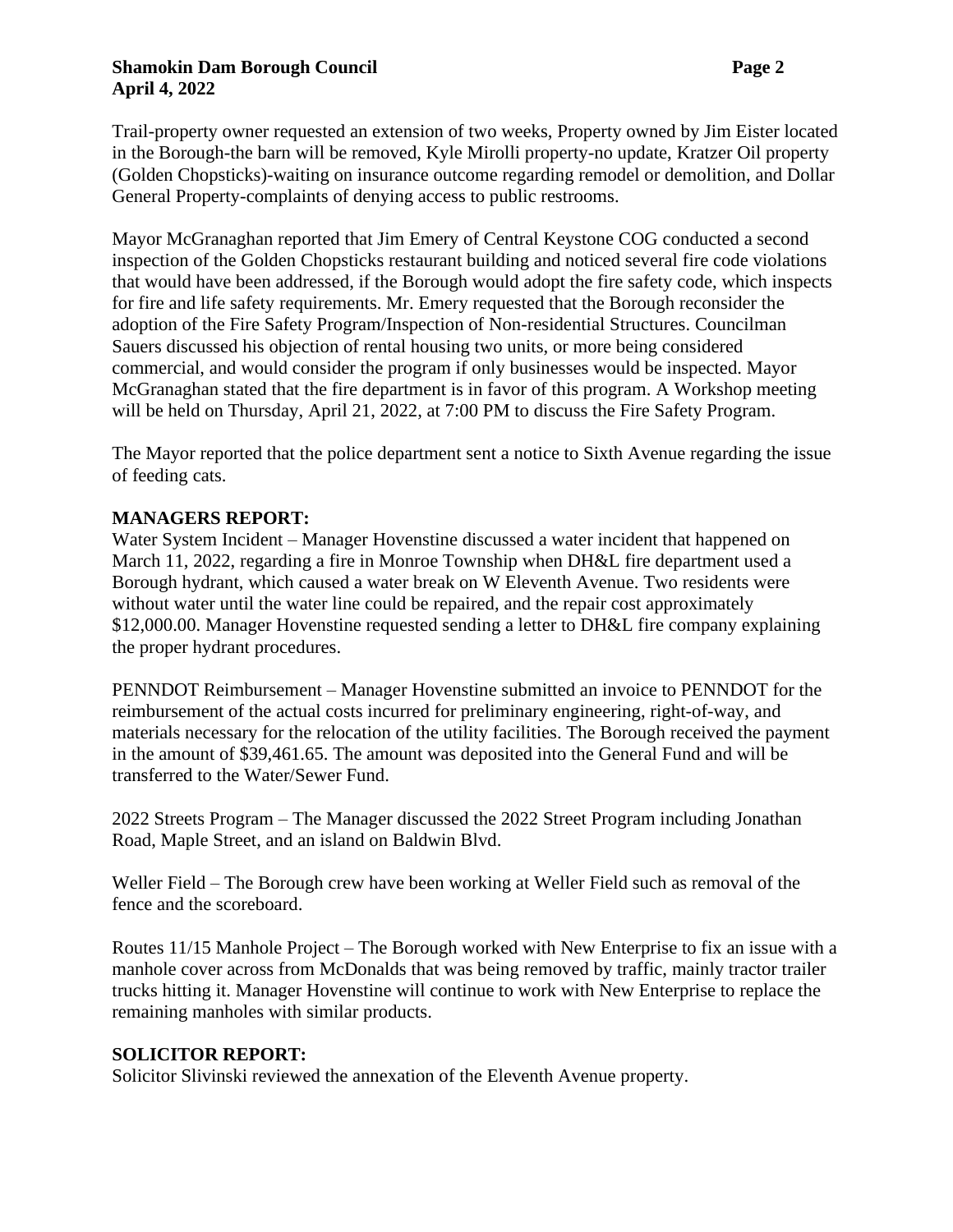Trail-property owner requested an extension of two weeks, Property owned by Jim Eister located in the Borough-the barn will be removed, Kyle Mirolli property-no update, Kratzer Oil property (Golden Chopsticks)-waiting on insurance outcome regarding remodel or demolition, and Dollar General Property-complaints of denying access to public restrooms.

Mayor McGranaghan reported that Jim Emery of Central Keystone COG conducted a second inspection of the Golden Chopsticks restaurant building and noticed several fire code violations that would have been addressed, if the Borough would adopt the fire safety code, which inspects for fire and life safety requirements. Mr. Emery requested that the Borough reconsider the adoption of the Fire Safety Program/Inspection of Non-residential Structures. Councilman Sauers discussed his objection of rental housing two units, or more being considered commercial, and would consider the program if only businesses would be inspected. Mayor McGranaghan stated that the fire department is in favor of this program. A Workshop meeting will be held on Thursday, April 21, 2022, at 7:00 PM to discuss the Fire Safety Program.

The Mayor reported that the police department sent a notice to Sixth Avenue regarding the issue of feeding cats.

**MANAGERS REPORT:**

Water System Incident – Manager Hovenstine discussed a water incident that happened on March 11, 2022, regarding a fire in Monroe Township when DH&L fire department used a Borough hydrant, which caused a water break on W Eleventh Avenue. Two residents were without water until the water line could be repaired, and the repair cost approximately $12,000.00. Manager Hovenstine requested sending a letter to DH&L fire company explaining the proper hydrant procedures.

PENNDOT Reimbursement – Manager Hovenstine submitted an invoice to PENNDOT for the reimbursement of the actual costs incurred for preliminary engineering, right-of-way, and materials necessary for the relocation of the utility facilities. The Borough received the payment in the amount of $39,461.65. The amount was deposited into the General Fund and will be transferred to the Water/Sewer Fund.

2022 Streets Program – The Manager discussed the 2022 Street Program including Jonathan Road, Maple Street, and an island on Baldwin Blvd.

Weller Field – The Borough crew have been working at Weller Field such as removal of the fence and the scoreboard.

Routes 11/15 Manhole Project – The Borough worked with New Enterprise to fix an issue with a manhole cover across from McDonalds that was being removed by traffic, mainly tractor trailer trucks hitting it. Manager Hovenstine will continue to work with New Enterprise to replace the remaining manholes with similar products.

**SOLICITOR REPORT:**

Solicitor Slivinski reviewed the annexation of the Eleventh Avenue property.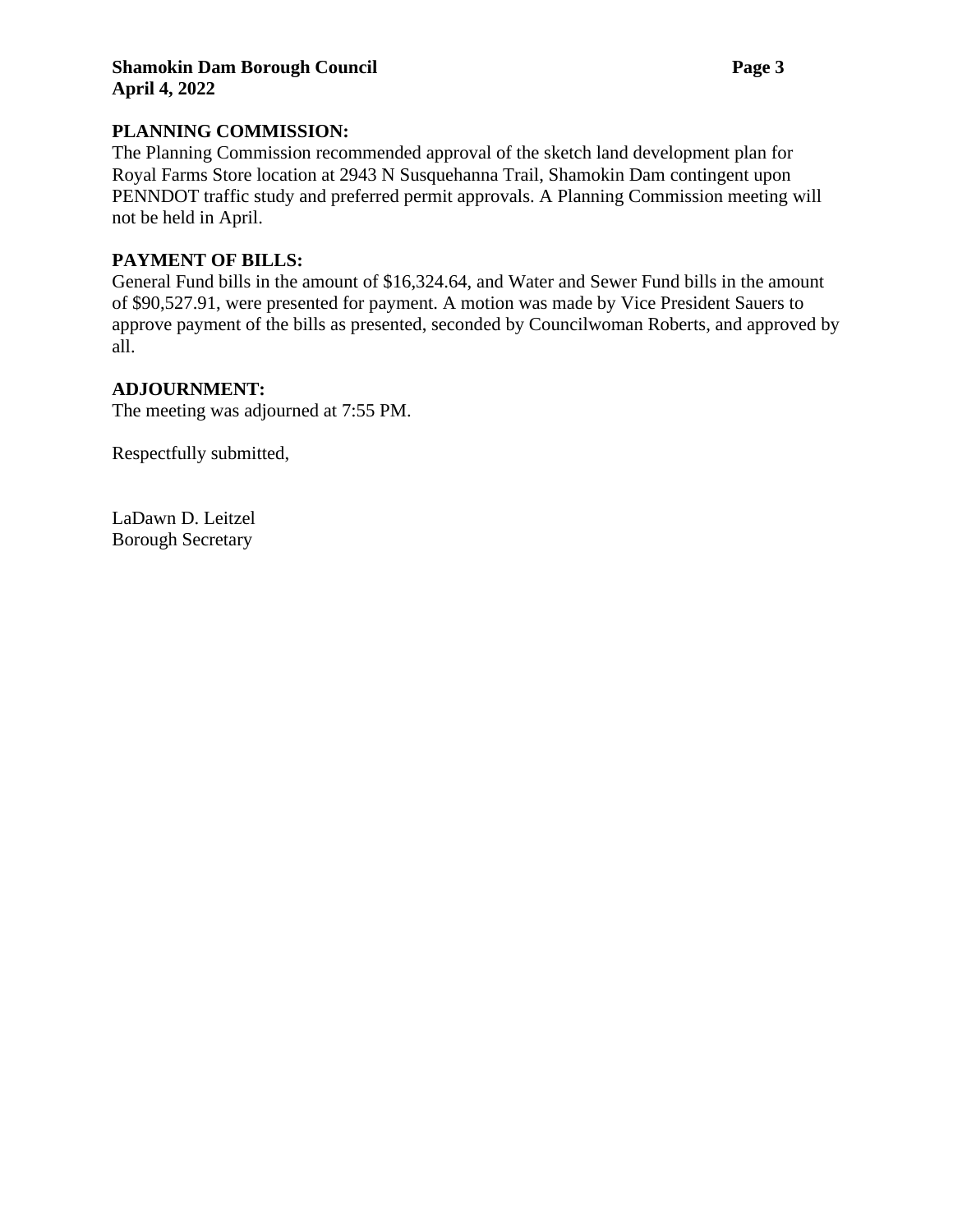**PLANNING COMMISSION:**
The Planning Commission recommended approval of the sketch land development plan for Royal Farms Store location at 2943 N Susquehanna Trail, Shamokin Dam contingent upon PENNDOT traffic study and preferred permit approvals. A Planning Commission meeting will not be held in April.

**PAYMENT OF BILLS:**
General Fund bills in the amount of $16,324.64, and Water and Sewer Fund bills in the amount of $90,527.91, were presented for payment. A motion was made by Vice President Sauers to approve payment of the bills as presented, seconded by Councilwoman Roberts, and approved by all.

**ADJOURNMENT:**
The meeting was adjourned at 7:55 PM.

Respectfully submitted,

LaDawn D. Leitzel
Borough Secretary